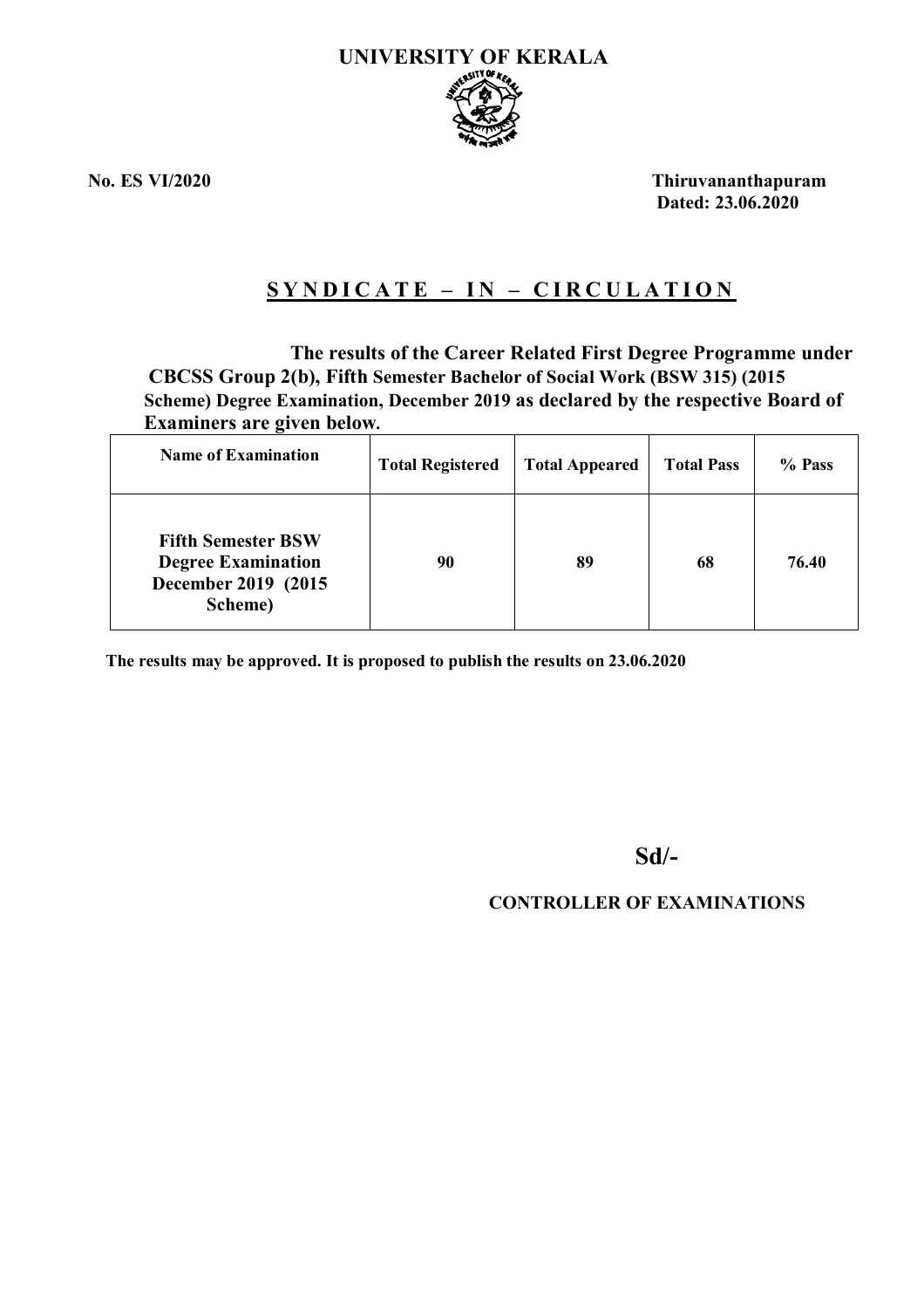# UNIVERSITY OF KERALA

**No. ES VI/2020**

**Thiruvananthapuram**
**Dated: 23.06.2020**

## SYNDICATE – IN – CIRCULATION

**The results of the Career Related First Degree Programme under CBCSS Group 2(b), Fifth Semester Bachelor of Social Work (BSW 315) (2015 Scheme) Degree Examination, December 2019 as declared by the respective Board of Examiners are given below.**

| Name of Examination | Total Registered | Total Appeared | Total Pass | % Pass |
|---|---|---|---|---|
| **Fifth Semester BSW Degree Examination December 2019 (2015 Scheme)** | **90** | **89** | **68** | **76.40** |

**The results may be approved. It is proposed to publish the results on 23.06.2020**

**Sd/-**

**CONTROLLER OF EXAMINATIONS**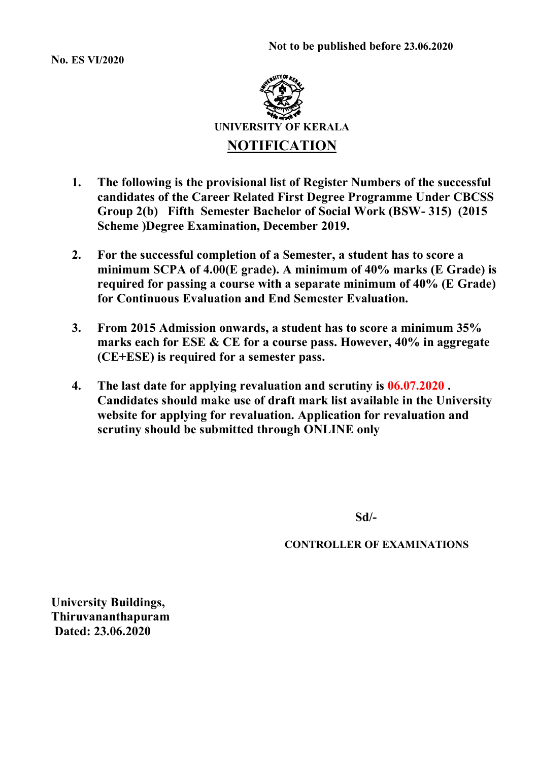No. ES VI/2020

Not to be published before 23.06.2020

UNIVERSITY OF KERALA

# NOTIFICATION

1. **The following is the provisional list of Register Numbers of the successful candidates of the Career Related First Degree Programme Under CBCSS Group 2(b) Fifth Semester Bachelor of Social Work (BSW- 315) (2015 Scheme )Degree Examination, December 2019.**

2. **For the successful completion of a Semester, a student has to score a minimum SCPA of 4.00(E grade). A minimum of 40% marks (E Grade) is required for passing a course with a separate minimum of 40% (E Grade) for Continuous Evaluation and End Semester Evaluation.**

3. **From 2015 Admission onwards, a student has to score a minimum 35% marks each for ESE & CE for a course pass. However, 40% in aggregate (CE+ESE) is required for a semester pass.**

4. **The last date for applying revaluation and scrutiny is 06.07.2020 . Candidates should make use of draft mark list available in the University website for applying for revaluation. Application for revaluation and scrutiny should be submitted through ONLINE only**

**Sd/-**

**CONTROLLER OF EXAMINATIONS**

**University Buildings,**
**Thiruvananthapuram**
**Dated: 23.06.2020**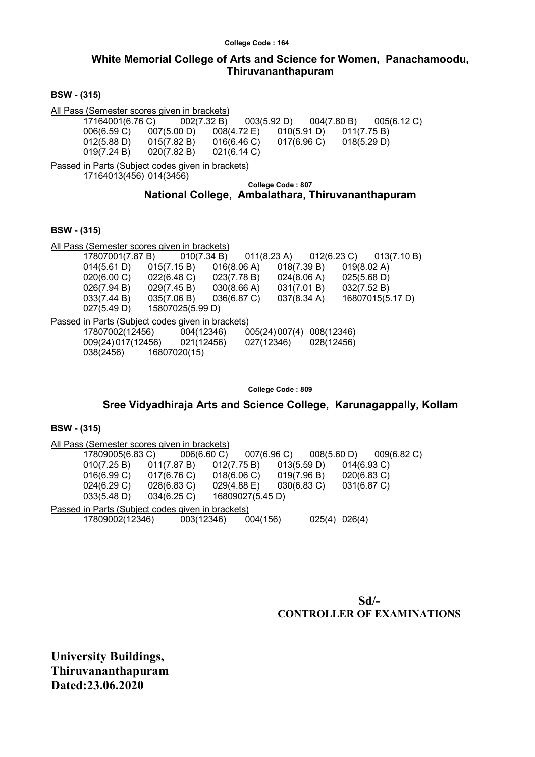College Code : 164

## White Memorial College of Arts and Science for Women, Panachamoodu, Thiruvananthapuram

**BSW - (315)**

All Pass (Semester scores given in brackets)

17164001(6.76 C) 002(7.32 B) 003(5.92 D) 004(7.80 B) 005(6.12 C)
006(6.59 C) 007(5.00 D) 008(4.72 E) 010(5.91 D) 011(7.75 B)
012(5.88 D) 015(7.82 B) 016(6.46 C) 017(6.96 C) 018(5.29 D)
019(7.24 B) 020(7.82 B) 021(6.14 C)

Passed in Parts (Subject codes given in brackets)

17164013(456) 014(3456)

College Code : 807

## National College, Ambalathara, Thiruvananthapuram

**BSW - (315)**

All Pass (Semester scores given in brackets)

17807001(7.87 B) 010(7.34 B) 011(8.23 A) 012(6.23 C) 013(7.10 B)
014(5.61 D) 015(7.15 B) 016(8.06 A) 018(7.39 B) 019(8.02 A)
020(6.00 C) 022(6.48 C) 023(7.78 B) 024(8.06 A) 025(5.68 D)
026(7.94 B) 029(7.45 B) 030(8.66 A) 031(7.01 B) 032(7.52 B)
033(7.44 B) 035(7.06 B) 036(6.87 C) 037(8.34 A) 16807015(5.17 D)
027(5.49 D) 15807025(5.99 D)

Passed in Parts (Subject codes given in brackets)

17807002(12456) 004(12346) 005(24) 007(4) 008(12346)
009(24) 017(12456) 021(12456) 027(12346) 028(12456)
038(2456) 16807020(15)

College Code : 809

## Sree Vidyadhiraja Arts and Science College, Karunagappally, Kollam

**BSW - (315)**

All Pass (Semester scores given in brackets)

17809005(6.83 C) 006(6.60 C) 007(6.96 C) 008(5.60 D) 009(6.82 C)
010(7.25 B) 011(7.87 B) 012(7.75 B) 013(5.59 D) 014(6.93 C)
016(6.99 C) 017(6.76 C) 018(6.06 C) 019(7.96 B) 020(6.83 C)
024(6.29 C) 028(6.83 C) 029(4.88 E) 030(6.83 C) 031(6.87 C)
033(5.48 D) 034(6.25 C) 16809027(5.45 D)

Passed in Parts (Subject codes given in brackets)

17809002(12346) 003(12346) 004(156) 025(4) 026(4)

**Sd/-**
**CONTROLLER OF EXAMINATIONS**

**University Buildings,**
**Thiruvananthapuram**
**Dated:23.06.2020**